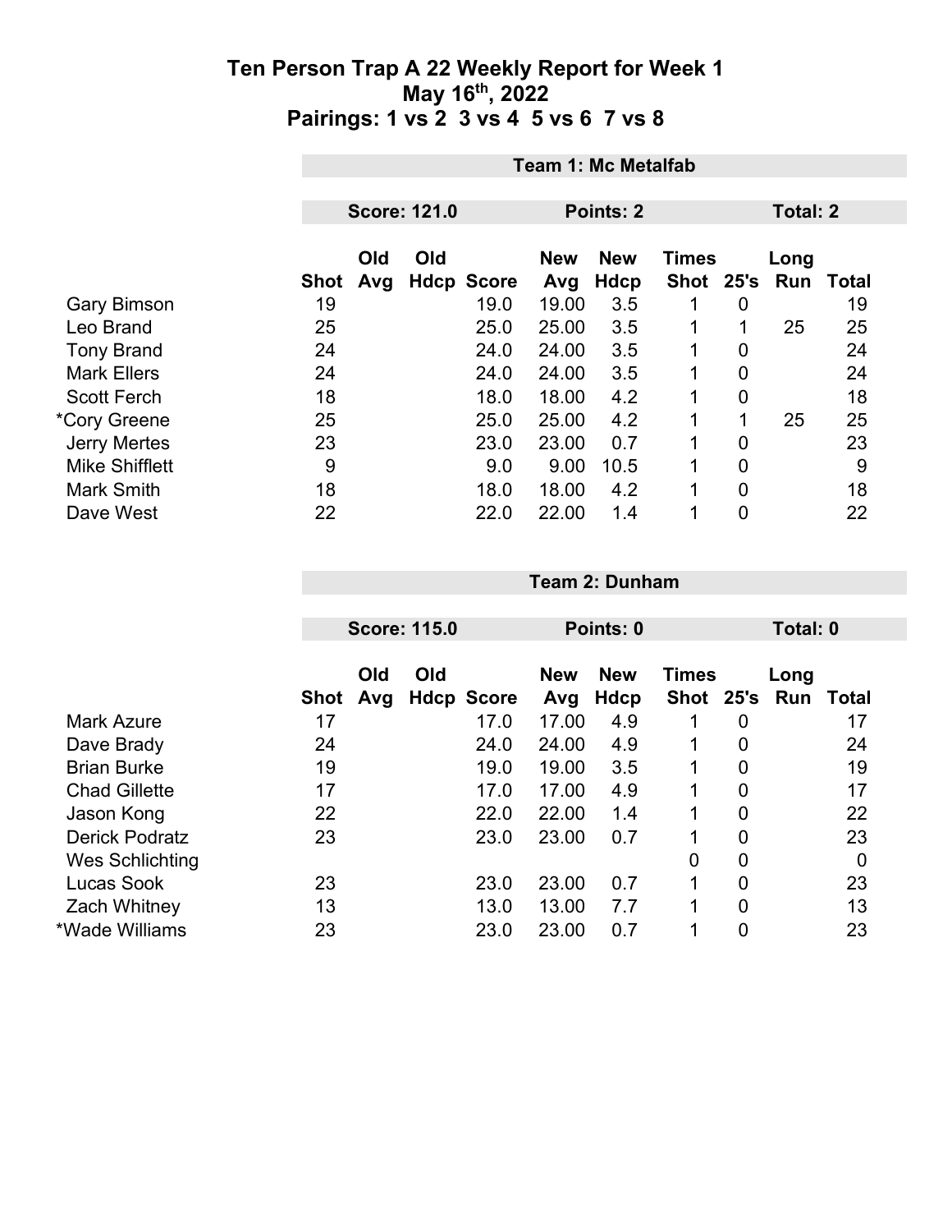# Ten Person Trap A 22 Weekly Report for Week 1
## May 16th, 2022
## Pairings: 1 vs 2 3 vs 4 5 vs 6 7 vs 8

### Team 1: Mc Metalfab

**Score: 121.0** | **Points: 2** | **Total: 2**

| | Shot | Old Avg | Old Hdcp | Score | New Avg | New Hdcp | Times Shot | 25's | Long Run | Total |
|---|---|---|---|---|---|---|---|---|---|---|
| Gary Bimson | 19 | | | 19.0 | 19.00 | 3.5 | 1 | 0 | | 19 |
| Leo Brand | 25 | | | 25.0 | 25.00 | 3.5 | 1 | 1 | 25 | 25 |
| Tony Brand | 24 | | | 24.0 | 24.00 | 3.5 | 1 | 0 | | 24 |
| Mark Ellers | 24 | | | 24.0 | 24.00 | 3.5 | 1 | 0 | | 24 |
| Scott Ferch | 18 | | | 18.0 | 18.00 | 4.2 | 1 | 0 | | 18 |
| *Cory Greene | 25 | | | 25.0 | 25.00 | 4.2 | 1 | 1 | 25 | 25 |
| Jerry Mertes | 23 | | | 23.0 | 23.00 | 0.7 | 1 | 0 | | 23 |
| Mike Shifflett | 9 | | | 9.0 | 9.00 | 10.5 | 1 | 0 | | 9 |
| Mark Smith | 18 | | | 18.0 | 18.00 | 4.2 | 1 | 0 | | 18 |
| Dave West | 22 | | | 22.0 | 22.00 | 1.4 | 1 | 0 | | 22 |

### Team 2: Dunham

**Score: 115.0** | **Points: 0** | **Total: 0**

| | Shot | Old Avg | Old Hdcp | Score | New Avg | New Hdcp | Times Shot | 25's | Long Run | Total |
|---|---|---|---|---|---|---|---|---|---|---|
| Mark Azure | 17 | | | 17.0 | 17.00 | 4.9 | 1 | 0 | | 17 |
| Dave Brady | 24 | | | 24.0 | 24.00 | 4.9 | 1 | 0 | | 24 |
| Brian Burke | 19 | | | 19.0 | 19.00 | 3.5 | 1 | 0 | | 19 |
| Chad Gillette | 17 | | | 17.0 | 17.00 | 4.9 | 1 | 0 | | 17 |
| Jason Kong | 22 | | | 22.0 | 22.00 | 1.4 | 1 | 0 | | 22 |
| Derick Podratz | 23 | | | 23.0 | 23.00 | 0.7 | 1 | 0 | | 23 |
| Wes Schlichting | | | | | | | 0 | 0 | | 0 |
| Lucas Sook | 23 | | | 23.0 | 23.00 | 0.7 | 1 | 0 | | 23 |
| Zach Whitney | 13 | | | 13.0 | 13.00 | 7.7 | 1 | 0 | | 13 |
| *Wade Williams | 23 | | | 23.0 | 23.00 | 0.7 | 1 | 0 | | 23 |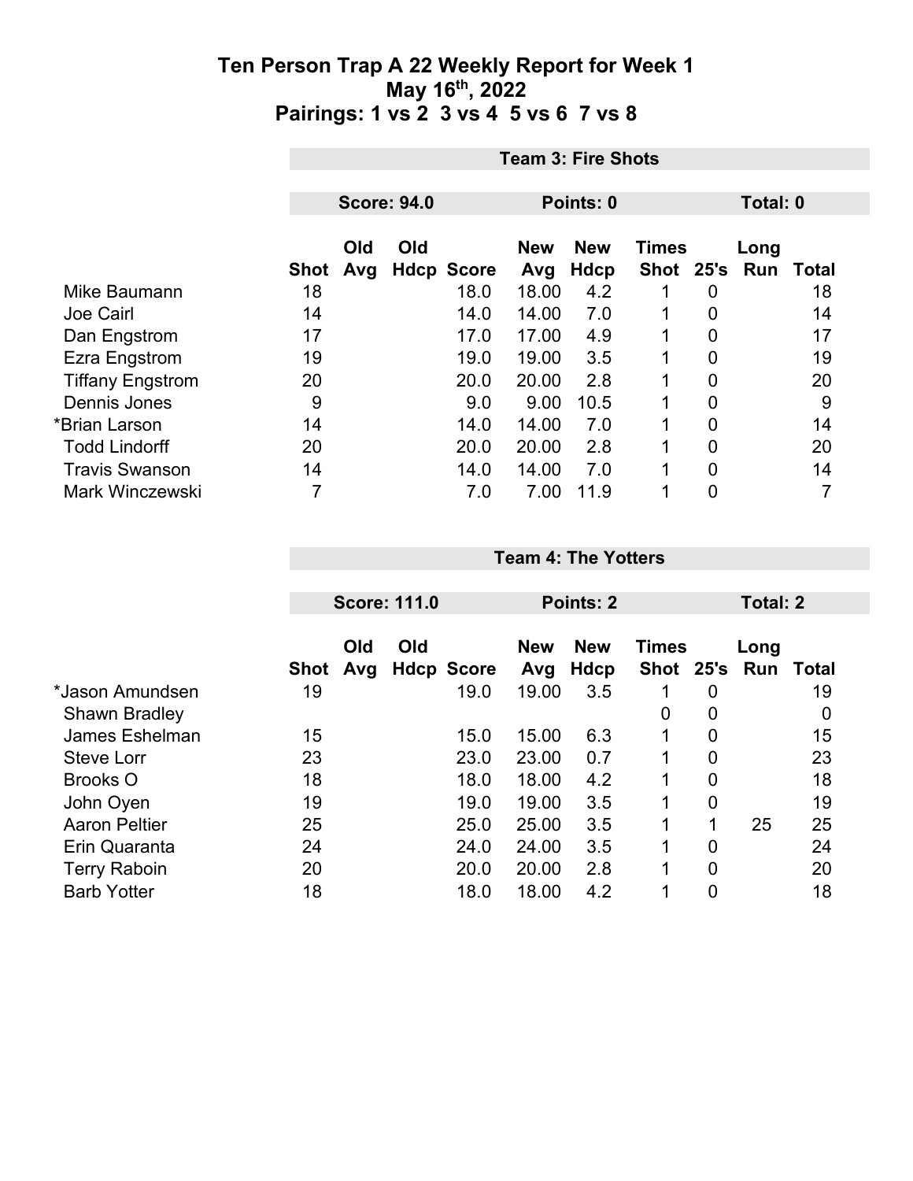# Ten Person Trap A 22 Weekly Report for Week 1
## May 16th, 2022
## Pairings: 1 vs 2 3 vs 4 5 vs 6 7 vs 8

**Team 3: Fire Shots**

**Score: 94.0** | **Points: 0** | **Total: 0**

| | Shot | Old Avg | Old Hdcp | Score | New Avg | New Hdcp | Times Shot | 25's | Long Run | Total |
|---|---|---|---|---|---|---|---|---|---|---|
| Mike Baumann | 18 | | | 18.0 | 18.00 | 4.2 | 1 | 0 | | 18 |
| Joe Cairl | 14 | | | 14.0 | 14.00 | 7.0 | 1 | 0 | | 14 |
| Dan Engstrom | 17 | | | 17.0 | 17.00 | 4.9 | 1 | 0 | | 17 |
| Ezra Engstrom | 19 | | | 19.0 | 19.00 | 3.5 | 1 | 0 | | 19 |
| Tiffany Engstrom | 20 | | | 20.0 | 20.00 | 2.8 | 1 | 0 | | 20 |
| Dennis Jones | 9 | | | 9.0 | 9.00 | 10.5 | 1 | 0 | | 9 |
| *Brian Larson | 14 | | | 14.0 | 14.00 | 7.0 | 1 | 0 | | 14 |
| Todd Lindorff | 20 | | | 20.0 | 20.00 | 2.8 | 1 | 0 | | 20 |
| Travis Swanson | 14 | | | 14.0 | 14.00 | 7.0 | 1 | 0 | | 14 |
| Mark Winczewski | 7 | | | 7.0 | 7.00 | 11.9 | 1 | 0 | | 7 |

**Team 4: The Yotters**

**Score: 111.0** | **Points: 2** | **Total: 2**

| | Shot | Old Avg | Old Hdcp | Score | New Avg | New Hdcp | Times Shot | 25's | Long Run | Total |
|---|---|---|---|---|---|---|---|---|---|---|
| *Jason Amundsen | 19 | | | 19.0 | 19.00 | 3.5 | 1 | 0 | | 19 |
| Shawn Bradley | | | | | | | 0 | 0 | | 0 |
| James Eshelman | 15 | | | 15.0 | 15.00 | 6.3 | 1 | 0 | | 15 |
| Steve Lorr | 23 | | | 23.0 | 23.00 | 0.7 | 1 | 0 | | 23 |
| Brooks O | 18 | | | 18.0 | 18.00 | 4.2 | 1 | 0 | | 18 |
| John Oyen | 19 | | | 19.0 | 19.00 | 3.5 | 1 | 0 | | 19 |
| Aaron Peltier | 25 | | | 25.0 | 25.00 | 3.5 | 1 | 1 | 25 | 25 |
| Erin Quaranta | 24 | | | 24.0 | 24.00 | 3.5 | 1 | 0 | | 24 |
| Terry Raboin | 20 | | | 20.0 | 20.00 | 2.8 | 1 | 0 | | 20 |
| Barb Yotter | 18 | | | 18.0 | 18.00 | 4.2 | 1 | 0 | | 18 |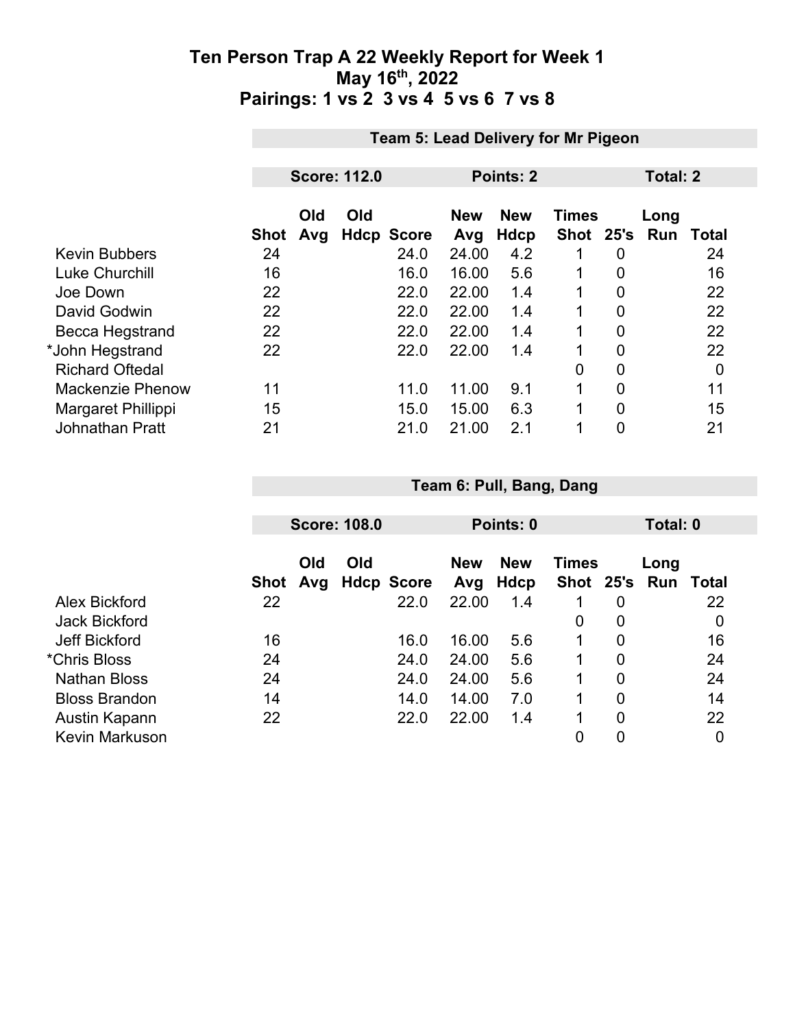# Ten Person Trap A 22 Weekly Report for Week 1
## May 16th, 2022
## Pairings: 1 vs 2 3 vs 4 5 vs 6 7 vs 8

**Team 5: Lead Delivery for Mr Pigeon**

**Score: 112.0** **Points: 2** **Total: 2**

| | Shot | Old Avg | Old Hdcp | Score | New Avg | New Hdcp | Times Shot | 25's | Long Run | Total |
|---|---|---|---|---|---|---|---|---|---|---|
| Kevin Bubbers | 24 | | | 24.0 | 24.00 | 4.2 | 1 | 0 | | 24 |
| Luke Churchill | 16 | | | 16.0 | 16.00 | 5.6 | 1 | 0 | | 16 |
| Joe Down | 22 | | | 22.0 | 22.00 | 1.4 | 1 | 0 | | 22 |
| David Godwin | 22 | | | 22.0 | 22.00 | 1.4 | 1 | 0 | | 22 |
| Becca Hegstrand | 22 | | | 22.0 | 22.00 | 1.4 | 1 | 0 | | 22 |
| *John Hegstrand | 22 | | | 22.0 | 22.00 | 1.4 | 1 | 0 | | 22 |
| Richard Oftedal | | | | | | | 0 | 0 | | 0 |
| Mackenzie Phenow | 11 | | | 11.0 | 11.00 | 9.1 | 1 | 0 | | 11 |
| Margaret Phillippi | 15 | | | 15.0 | 15.00 | 6.3 | 1 | 0 | | 15 |
| Johnathan Pratt | 21 | | | 21.0 | 21.00 | 2.1 | 1 | 0 | | 21 |

**Team 6: Pull, Bang, Dang**

**Score: 108.0** **Points: 0** **Total: 0**

| | Shot | Old Avg | Old Hdcp | Score | New Avg | New Hdcp | Times Shot | 25's | Long Run | Total |
|---|---|---|---|---|---|---|---|---|---|---|
| Alex Bickford | 22 | | | 22.0 | 22.00 | 1.4 | 1 | 0 | | 22 |
| Jack Bickford | | | | | | | 0 | 0 | | 0 |
| Jeff Bickford | 16 | | | 16.0 | 16.00 | 5.6 | 1 | 0 | | 16 |
| *Chris Bloss | 24 | | | 24.0 | 24.00 | 5.6 | 1 | 0 | | 24 |
| Nathan Bloss | 24 | | | 24.0 | 24.00 | 5.6 | 1 | 0 | | 24 |
| Bloss Brandon | 14 | | | 14.0 | 14.00 | 7.0 | 1 | 0 | | 14 |
| Austin Kapann | 22 | | | 22.0 | 22.00 | 1.4 | 1 | 0 | | 22 |
| Kevin Markuson | | | | | | | 0 | 0 | | 0 |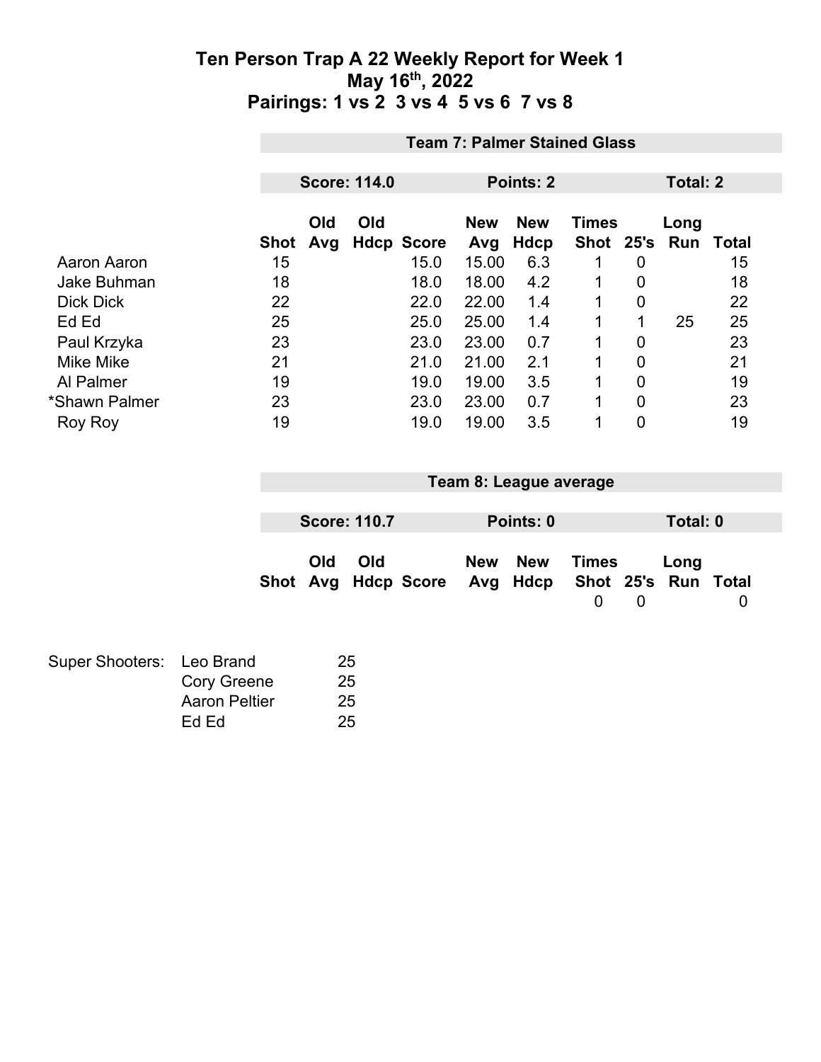# Ten Person Trap A 22 Weekly Report for Week 1
## May 16th, 2022
## Pairings: 1 vs 2 3 vs 4 5 vs 6 7 vs 8

**Team 7: Palmer Stained Glass**

**Score: 114.0** | **Points: 2** | **Total: 2**

| | Shot | Old Avg | Old Hdcp | Score | New Avg | New Hdcp | Times Shot | 25's | Long Run | Total |
|---|---|---|---|---|---|---|---|---|---|---|
| Aaron Aaron | 15 | | | 15.0 | 15.00 | 6.3 | 1 | 0 | | 15 |
| Jake Buhman | 18 | | | 18.0 | 18.00 | 4.2 | 1 | 0 | | 18 |
| Dick Dick | 22 | | | 22.0 | 22.00 | 1.4 | 1 | 0 | | 22 |
| Ed Ed | 25 | | | 25.0 | 25.00 | 1.4 | 1 | 1 | 25 | 25 |
| Paul Krzyka | 23 | | | 23.0 | 23.00 | 0.7 | 1 | 0 | | 23 |
| Mike Mike | 21 | | | 21.0 | 21.00 | 2.1 | 1 | 0 | | 21 |
| Al Palmer | 19 | | | 19.0 | 19.00 | 3.5 | 1 | 0 | | 19 |
| *Shawn Palmer | 23 | | | 23.0 | 23.00 | 0.7 | 1 | 0 | | 23 |
| Roy Roy | 19 | | | 19.0 | 19.00 | 3.5 | 1 | 0 | | 19 |

**Team 8: League average**

**Score: 110.7** | **Points: 0** | **Total: 0**

| | Shot | Old Avg | Old Hdcp | Score | New Avg | New Hdcp | Times Shot | 25's | Long Run | Total |
|---|---|---|---|---|---|---|---|---|---|---|
| | | | | | | | 0 | 0 | | 0 |

| Super Shooters: | | |
|---|---|---|
| | Leo Brand | 25 |
| | Cory Greene | 25 |
| | Aaron Peltier | 25 |
| | Ed Ed | 25 |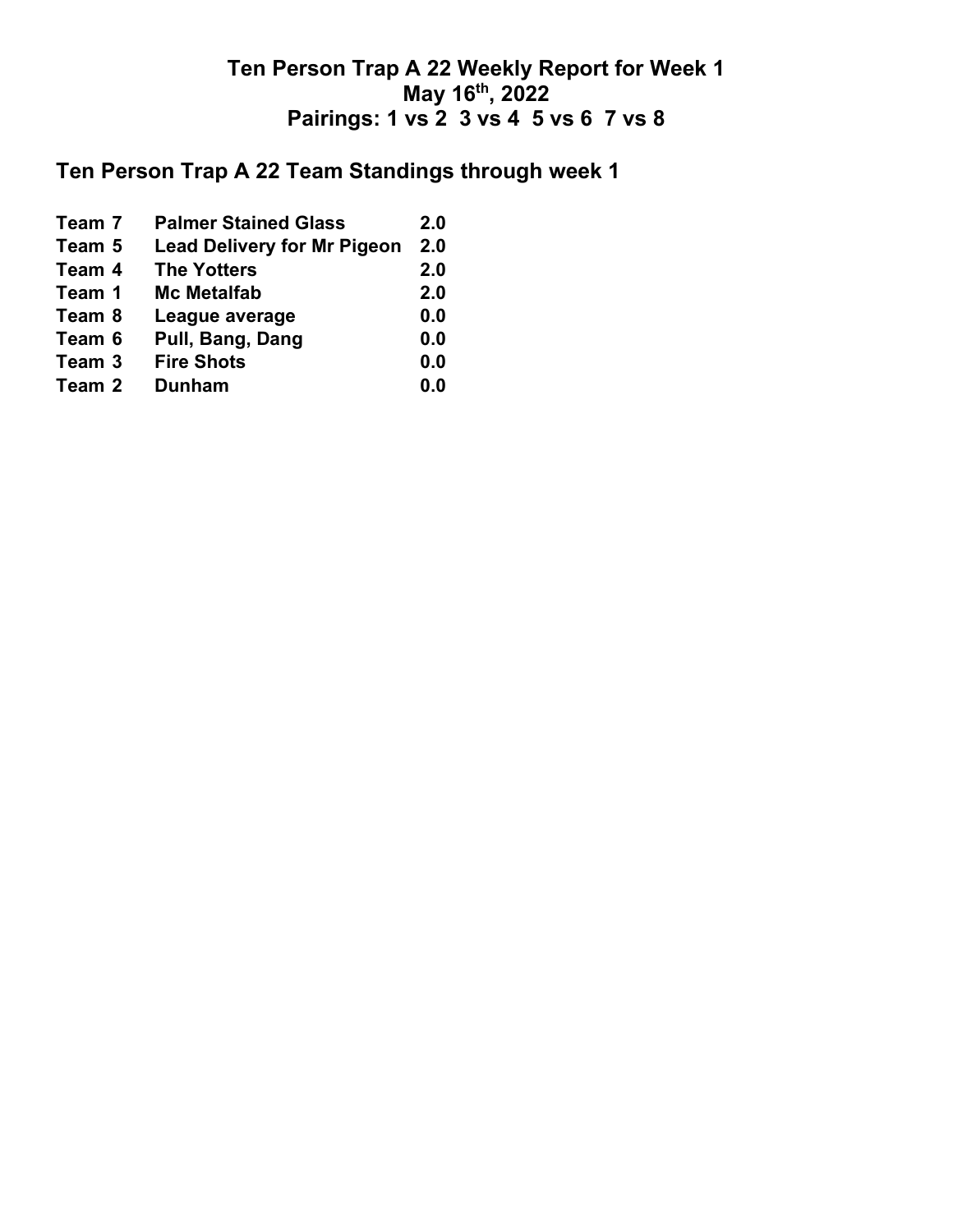# Ten Person Trap A 22 Weekly Report for Week 1
## May 16th, 2022
## Pairings: 1 vs 2  3 vs 4  5 vs 6  7 vs 8

## Ten Person Trap A 22 Team Standings through week 1

| | | |
|---|---|---|
| **Team 7** | **Palmer Stained Glass** | **2.0** |
| **Team 5** | **Lead Delivery for Mr Pigeon** | **2.0** |
| **Team 4** | **The Yotters** | **2.0** |
| **Team 1** | **Mc Metalfab** | **2.0** |
| **Team 8** | **League average** | **0.0** |
| **Team 6** | **Pull, Bang, Dang** | **0.0** |
| **Team 3** | **Fire Shots** | **0.0** |
| **Team 2** | **Dunham** | **0.0** |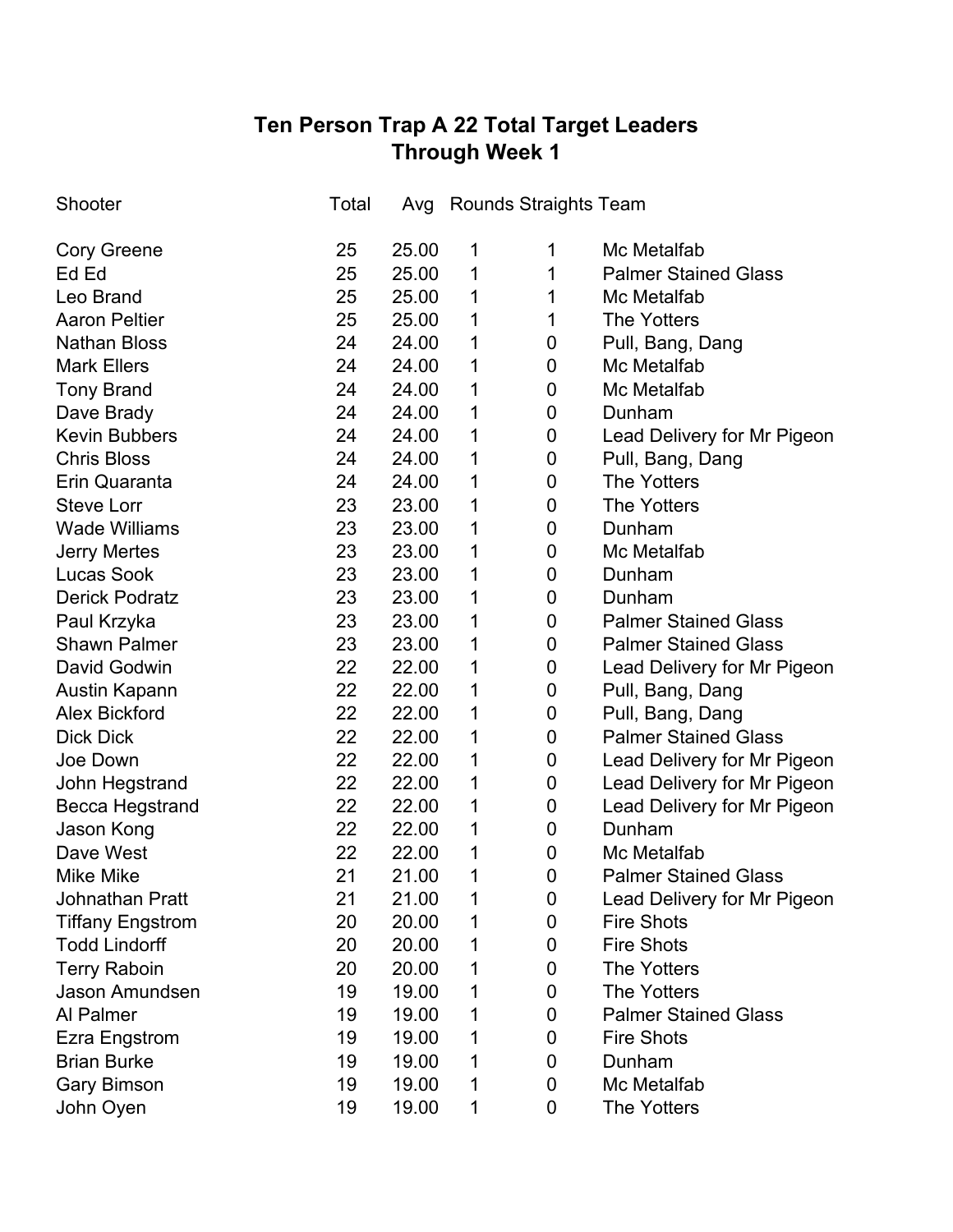# Ten Person Trap A 22 Total Target Leaders
## Through Week 1

| Shooter | Total | Avg | Rounds | Straights | Team |
|---|---|---|---|---|---|
| Cory Greene | 25 | 25.00 | 1 | 1 | Mc Metalfab |
| Ed Ed | 25 | 25.00 | 1 | 1 | Palmer Stained Glass |
| Leo Brand | 25 | 25.00 | 1 | 1 | Mc Metalfab |
| Aaron Peltier | 25 | 25.00 | 1 | 1 | The Yotters |
| Nathan Bloss | 24 | 24.00 | 1 | 0 | Pull, Bang, Dang |
| Mark Ellers | 24 | 24.00 | 1 | 0 | Mc Metalfab |
| Tony Brand | 24 | 24.00 | 1 | 0 | Mc Metalfab |
| Dave Brady | 24 | 24.00 | 1 | 0 | Dunham |
| Kevin Bubbers | 24 | 24.00 | 1 | 0 | Lead Delivery for Mr Pigeon |
| Chris Bloss | 24 | 24.00 | 1 | 0 | Pull, Bang, Dang |
| Erin Quaranta | 24 | 24.00 | 1 | 0 | The Yotters |
| Steve Lorr | 23 | 23.00 | 1 | 0 | The Yotters |
| Wade Williams | 23 | 23.00 | 1 | 0 | Dunham |
| Jerry Mertes | 23 | 23.00 | 1 | 0 | Mc Metalfab |
| Lucas Sook | 23 | 23.00 | 1 | 0 | Dunham |
| Derick Podratz | 23 | 23.00 | 1 | 0 | Dunham |
| Paul Krzyka | 23 | 23.00 | 1 | 0 | Palmer Stained Glass |
| Shawn Palmer | 23 | 23.00 | 1 | 0 | Palmer Stained Glass |
| David Godwin | 22 | 22.00 | 1 | 0 | Lead Delivery for Mr Pigeon |
| Austin Kapann | 22 | 22.00 | 1 | 0 | Pull, Bang, Dang |
| Alex Bickford | 22 | 22.00 | 1 | 0 | Pull, Bang, Dang |
| Dick Dick | 22 | 22.00 | 1 | 0 | Palmer Stained Glass |
| Joe Down | 22 | 22.00 | 1 | 0 | Lead Delivery for Mr Pigeon |
| John Hegstrand | 22 | 22.00 | 1 | 0 | Lead Delivery for Mr Pigeon |
| Becca Hegstrand | 22 | 22.00 | 1 | 0 | Lead Delivery for Mr Pigeon |
| Jason Kong | 22 | 22.00 | 1 | 0 | Dunham |
| Dave West | 22 | 22.00 | 1 | 0 | Mc Metalfab |
| Mike Mike | 21 | 21.00 | 1 | 0 | Palmer Stained Glass |
| Johnathan Pratt | 21 | 21.00 | 1 | 0 | Lead Delivery for Mr Pigeon |
| Tiffany Engstrom | 20 | 20.00 | 1 | 0 | Fire Shots |
| Todd Lindorff | 20 | 20.00 | 1 | 0 | Fire Shots |
| Terry Raboin | 20 | 20.00 | 1 | 0 | The Yotters |
| Jason Amundsen | 19 | 19.00 | 1 | 0 | The Yotters |
| Al Palmer | 19 | 19.00 | 1 | 0 | Palmer Stained Glass |
| Ezra Engstrom | 19 | 19.00 | 1 | 0 | Fire Shots |
| Brian Burke | 19 | 19.00 | 1 | 0 | Dunham |
| Gary Bimson | 19 | 19.00 | 1 | 0 | Mc Metalfab |
| John Oyen | 19 | 19.00 | 1 | 0 | The Yotters |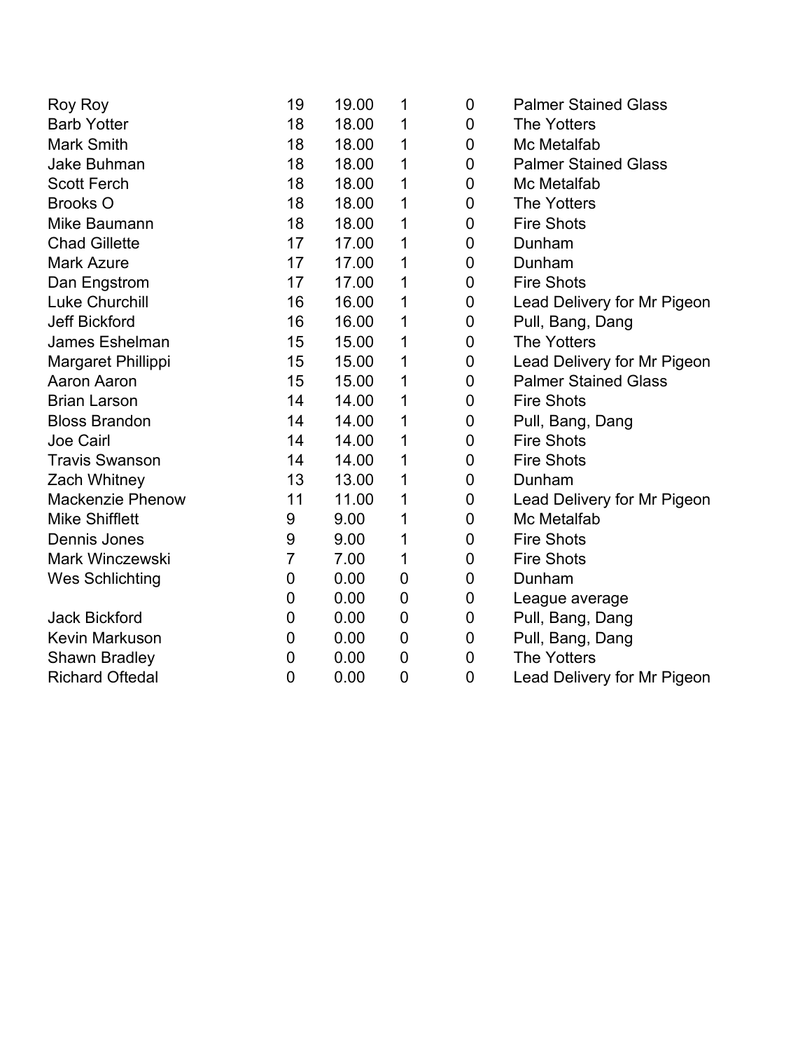| | | | | | |
|---|---|---|---|---|---|
| Roy Roy | 19 | 19.00 | 1 | 0 | Palmer Stained Glass |
| Barb Yotter | 18 | 18.00 | 1 | 0 | The Yotters |
| Mark Smith | 18 | 18.00 | 1 | 0 | Mc Metalfab |
| Jake Buhman | 18 | 18.00 | 1 | 0 | Palmer Stained Glass |
| Scott Ferch | 18 | 18.00 | 1 | 0 | Mc Metalfab |
| Brooks O | 18 | 18.00 | 1 | 0 | The Yotters |
| Mike Baumann | 18 | 18.00 | 1 | 0 | Fire Shots |
| Chad Gillette | 17 | 17.00 | 1 | 0 | Dunham |
| Mark Azure | 17 | 17.00 | 1 | 0 | Dunham |
| Dan Engstrom | 17 | 17.00 | 1 | 0 | Fire Shots |
| Luke Churchill | 16 | 16.00 | 1 | 0 | Lead Delivery for Mr Pigeon |
| Jeff Bickford | 16 | 16.00 | 1 | 0 | Pull, Bang, Dang |
| James Eshelman | 15 | 15.00 | 1 | 0 | The Yotters |
| Margaret Phillippi | 15 | 15.00 | 1 | 0 | Lead Delivery for Mr Pigeon |
| Aaron Aaron | 15 | 15.00 | 1 | 0 | Palmer Stained Glass |
| Brian Larson | 14 | 14.00 | 1 | 0 | Fire Shots |
| Bloss Brandon | 14 | 14.00 | 1 | 0 | Pull, Bang, Dang |
| Joe Cairl | 14 | 14.00 | 1 | 0 | Fire Shots |
| Travis Swanson | 14 | 14.00 | 1 | 0 | Fire Shots |
| Zach Whitney | 13 | 13.00 | 1 | 0 | Dunham |
| Mackenzie Phenow | 11 | 11.00 | 1 | 0 | Lead Delivery for Mr Pigeon |
| Mike Shifflett | 9 | 9.00 | 1 | 0 | Mc Metalfab |
| Dennis Jones | 9 | 9.00 | 1 | 0 | Fire Shots |
| Mark Winczewski | 7 | 7.00 | 1 | 0 | Fire Shots |
| Wes Schlichting | 0 | 0.00 | 0 | 0 | Dunham |
| | 0 | 0.00 | 0 | 0 | League average |
| Jack Bickford | 0 | 0.00 | 0 | 0 | Pull, Bang, Dang |
| Kevin Markuson | 0 | 0.00 | 0 | 0 | Pull, Bang, Dang |
| Shawn Bradley | 0 | 0.00 | 0 | 0 | The Yotters |
| Richard Oftedal | 0 | 0.00 | 0 | 0 | Lead Delivery for Mr Pigeon |